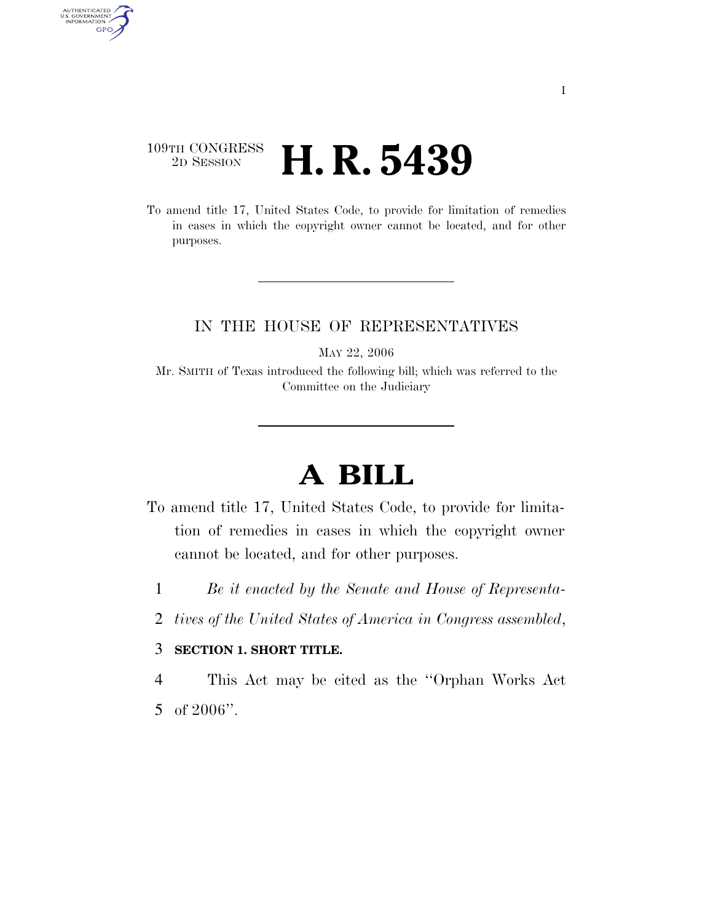109TH CONGRESS
2D SESSION

# H. R. 5439

To amend title 17, United States Code, to provide for limitation of remedies in cases in which the copyright owner cannot be located, and for other purposes.

IN THE HOUSE OF REPRESENTATIVES

MAY 22, 2006

Mr. SMITH of Texas introduced the following bill; which was referred to the Committee on the Judiciary

# A BILL

To amend title 17, United States Code, to provide for limitation of remedies in cases in which the copyright owner cannot be located, and for other purposes.

1 *Be it enacted by the Senate and House of Representa-*
2 *tives of the United States of America in Congress assembled*,

3 **SECTION 1. SHORT TITLE.**

4 This Act may be cited as the ''Orphan Works Act
5 of 2006''.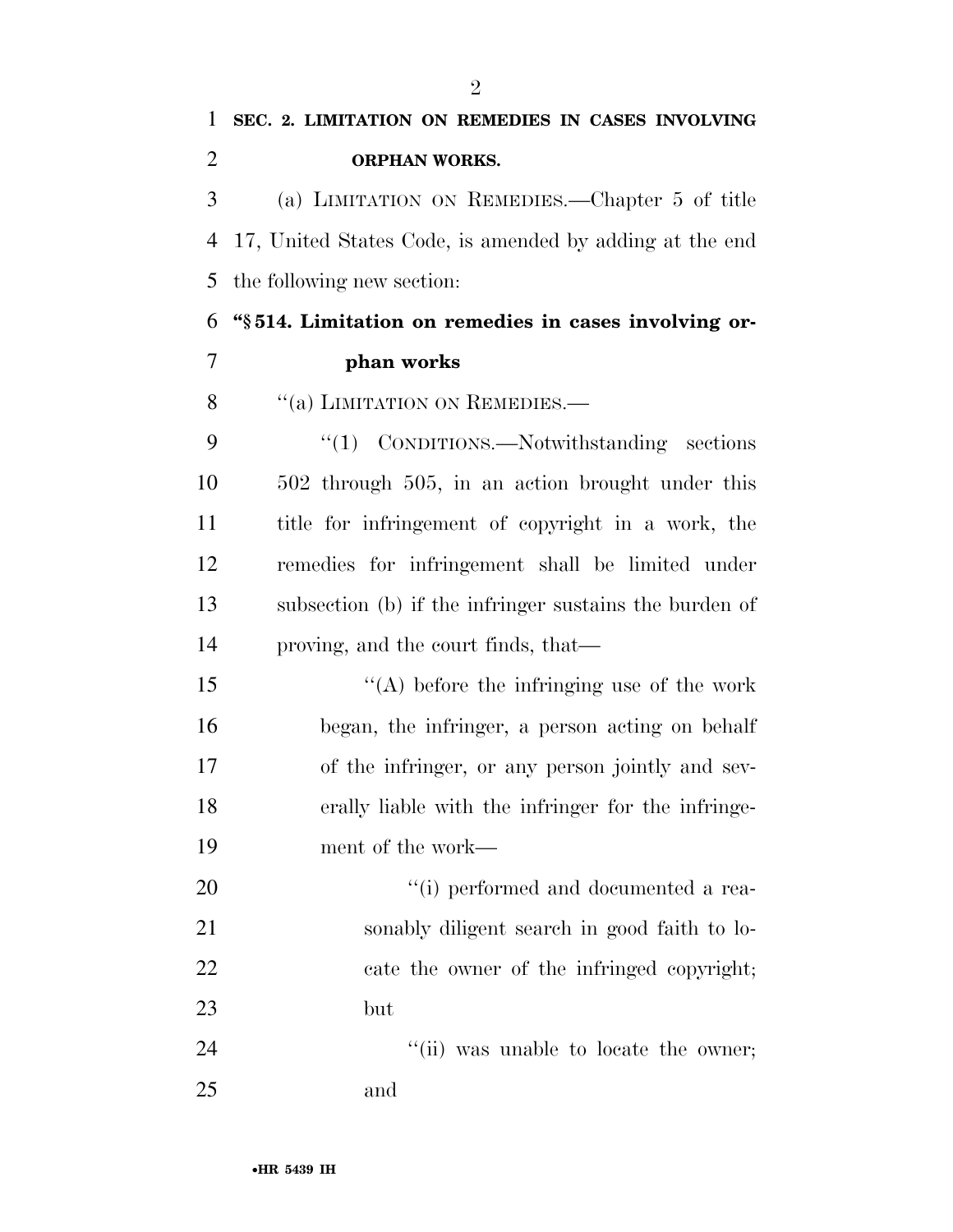**SEC. 2. LIMITATION ON REMEDIES IN CASES INVOLVING ORPHAN WORKS.**

(a) LIMITATION ON REMEDIES.—Chapter 5 of title 17, United States Code, is amended by adding at the end the following new section:

**"§ 514. Limitation on remedies in cases involving orphan works**

"(a) LIMITATION ON REMEDIES.—

"(1) CONDITIONS.—Notwithstanding sections 502 through 505, in an action brought under this title for infringement of copyright in a work, the remedies for infringement shall be limited under subsection (b) if the infringer sustains the burden of proving, and the court finds, that—

"(A) before the infringing use of the work began, the infringer, a person acting on behalf of the infringer, or any person jointly and severally liable with the infringer for the infringement of the work—

"(i) performed and documented a reasonably diligent search in good faith to locate the owner of the infringed copyright; but

"(ii) was unable to locate the owner; and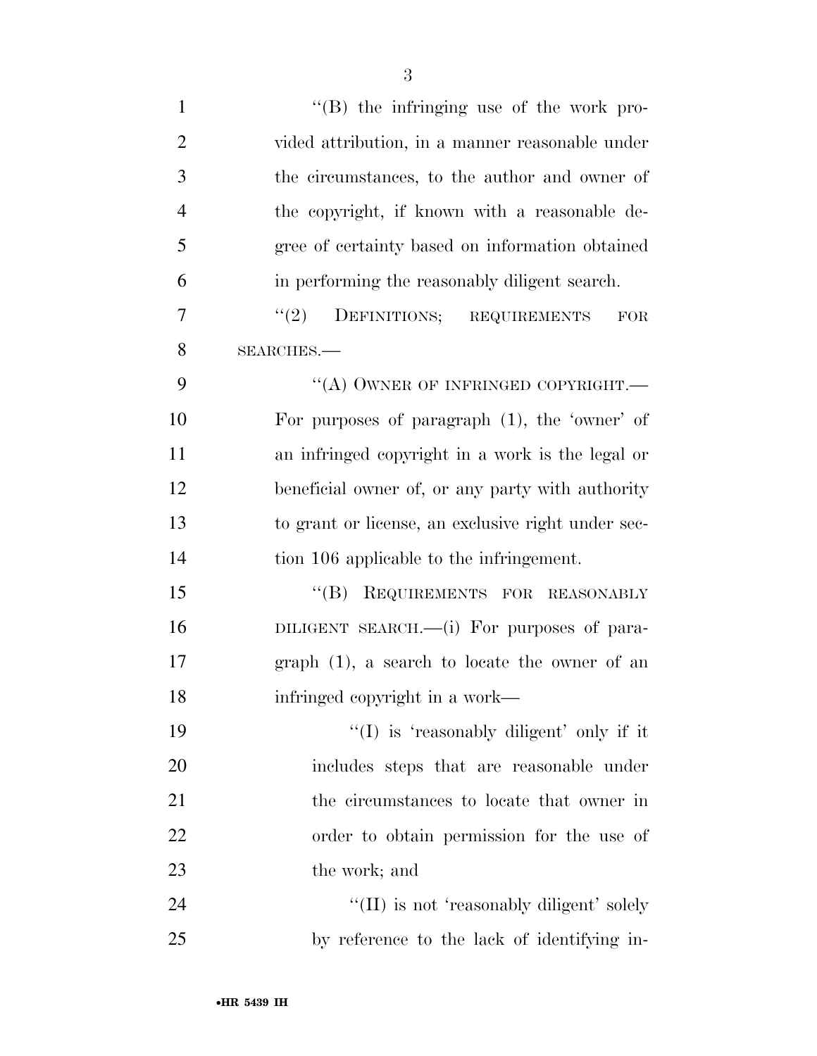''(B) the infringing use of the work provided attribution, in a manner reasonable under the circumstances, to the author and owner of the copyright, if known with a reasonable degree of certainty based on information obtained in performing the reasonably diligent search.

''(2) DEFINITIONS; REQUIREMENTS FOR SEARCHES.—

''(A) OWNER OF INFRINGED COPYRIGHT.— For purposes of paragraph (1), the 'owner' of an infringed copyright in a work is the legal or beneficial owner of, or any party with authority to grant or license, an exclusive right under section 106 applicable to the infringement.

''(B) REQUIREMENTS FOR REASONABLY DILIGENT SEARCH.—(i) For purposes of paragraph (1), a search to locate the owner of an infringed copyright in a work—

''(I) is 'reasonably diligent' only if it includes steps that are reasonable under the circumstances to locate that owner in order to obtain permission for the use of the work; and

''(II) is not 'reasonably diligent' solely by reference to the lack of identifying in-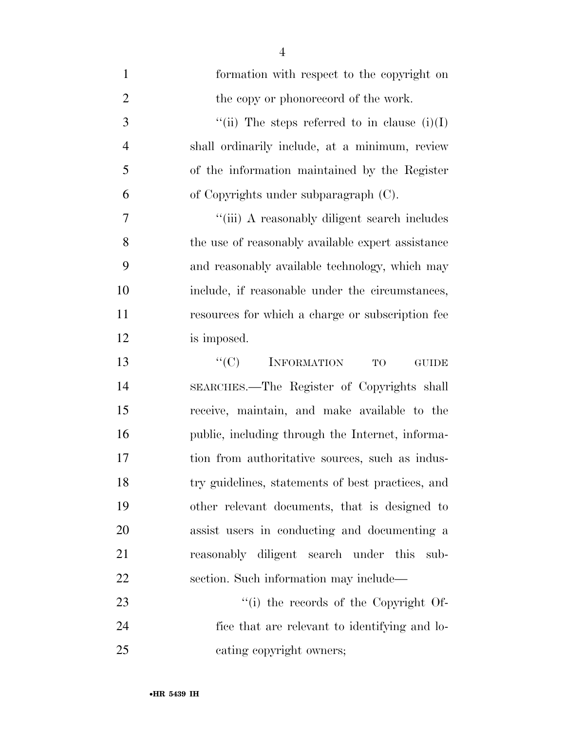formation with respect to the copyright on the copy or phonorecord of the work.

"(ii) The steps referred to in clause (i)(I) shall ordinarily include, at a minimum, review of the information maintained by the Register of Copyrights under subparagraph (C).

"(iii) A reasonably diligent search includes the use of reasonably available expert assistance and reasonably available technology, which may include, if reasonable under the circumstances, resources for which a charge or subscription fee is imposed.

"(C) INFORMATION TO GUIDE SEARCHES.—The Register of Copyrights shall receive, maintain, and make available to the public, including through the Internet, information from authoritative sources, such as industry guidelines, statements of best practices, and other relevant documents, that is designed to assist users in conducting and documenting a reasonably diligent search under this subsection. Such information may include—

"(i) the records of the Copyright Office that are relevant to identifying and locating copyright owners;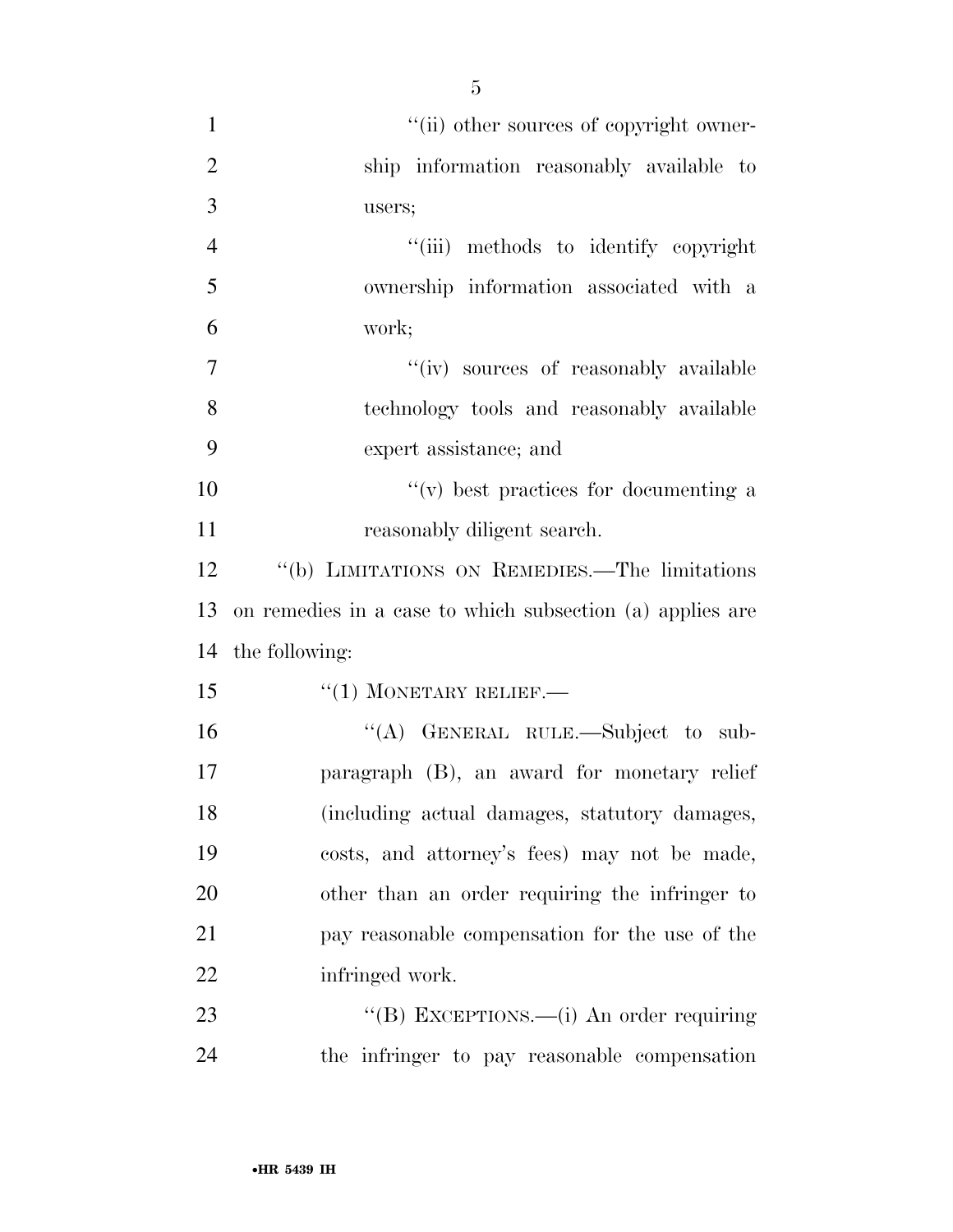"(ii) other sources of copyright ownership information reasonably available to users;

"(iii) methods to identify copyright ownership information associated with a work;

"(iv) sources of reasonably available technology tools and reasonably available expert assistance; and

"(v) best practices for documenting a reasonably diligent search.

"(b) LIMITATIONS ON REMEDIES.—The limitations on remedies in a case to which subsection (a) applies are the following:

"(1) MONETARY RELIEF.—

"(A) GENERAL RULE.—Subject to subparagraph (B), an award for monetary relief (including actual damages, statutory damages, costs, and attorney's fees) may not be made, other than an order requiring the infringer to pay reasonable compensation for the use of the infringed work.

"(B) EXCEPTIONS.—(i) An order requiring the infringer to pay reasonable compensation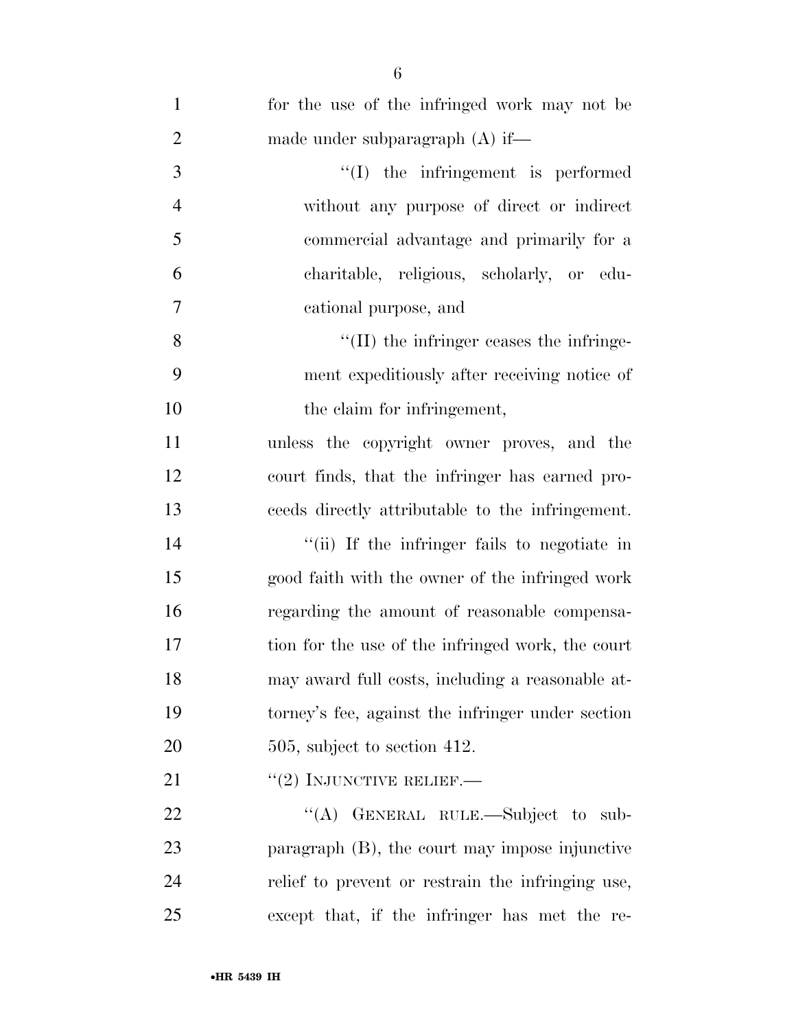for the use of the infringed work may not be made under subparagraph (A) if—

''(I) the infringement is performed without any purpose of direct or indirect commercial advantage and primarily for a charitable, religious, scholarly, or educational purpose, and

''(II) the infringer ceases the infringement expeditiously after receiving notice of the claim for infringement,

unless the copyright owner proves, and the court finds, that the infringer has earned proceeds directly attributable to the infringement.

''(ii) If the infringer fails to negotiate in good faith with the owner of the infringed work regarding the amount of reasonable compensation for the use of the infringed work, the court may award full costs, including a reasonable attorney's fee, against the infringer under section 505, subject to section 412.

''(2) INJUNCTIVE RELIEF.—

''(A) GENERAL RULE.—Subject to subparagraph (B), the court may impose injunctive relief to prevent or restrain the infringing use, except that, if the infringer has met the re-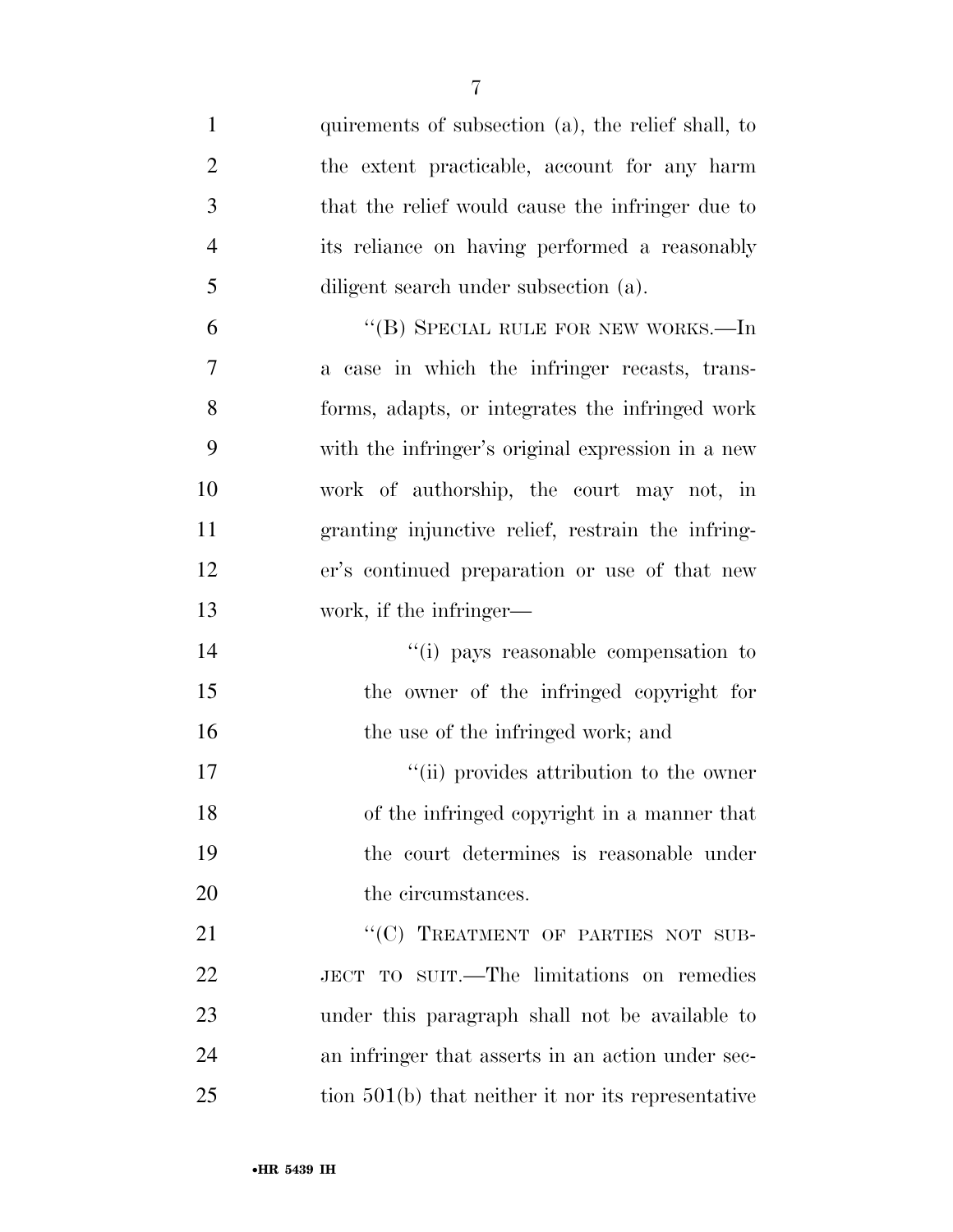quirements of subsection (a), the relief shall, to the extent practicable, account for any harm that the relief would cause the infringer due to its reliance on having performed a reasonably diligent search under subsection (a).

"(B) SPECIAL RULE FOR NEW WORKS.—In a case in which the infringer recasts, transforms, adapts, or integrates the infringed work with the infringer's original expression in a new work of authorship, the court may not, in granting injunctive relief, restrain the infringer's continued preparation or use of that new work, if the infringer—

"(i) pays reasonable compensation to the owner of the infringed copyright for the use of the infringed work; and

"(ii) provides attribution to the owner of the infringed copyright in a manner that the court determines is reasonable under the circumstances.

"(C) TREATMENT OF PARTIES NOT SUBJECT TO SUIT.—The limitations on remedies under this paragraph shall not be available to an infringer that asserts in an action under section 501(b) that neither it nor its representative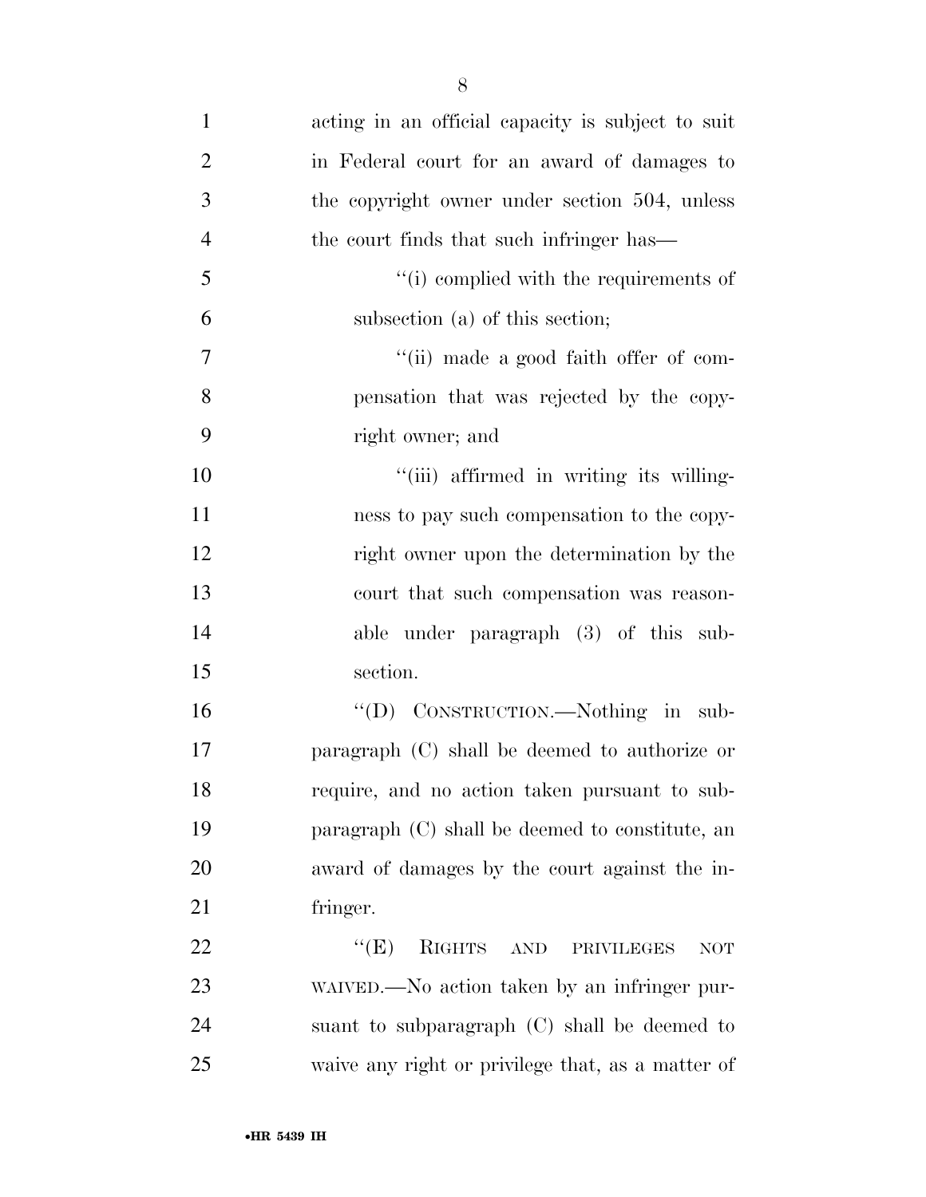acting in an official capacity is subject to suit in Federal court for an award of damages to the copyright owner under section 504, unless the court finds that such infringer has—

"(i) complied with the requirements of subsection (a) of this section;

"(ii) made a good faith offer of compensation that was rejected by the copyright owner; and

"(iii) affirmed in writing its willingness to pay such compensation to the copyright owner upon the determination by the court that such compensation was reasonable under paragraph (3) of this subsection.

"(D) CONSTRUCTION.—Nothing in subparagraph (C) shall be deemed to authorize or require, and no action taken pursuant to subparagraph (C) shall be deemed to constitute, an award of damages by the court against the infringer.

"(E) RIGHTS AND PRIVILEGES NOT WAIVED.—No action taken by an infringer pursuant to subparagraph (C) shall be deemed to waive any right or privilege that, as a matter of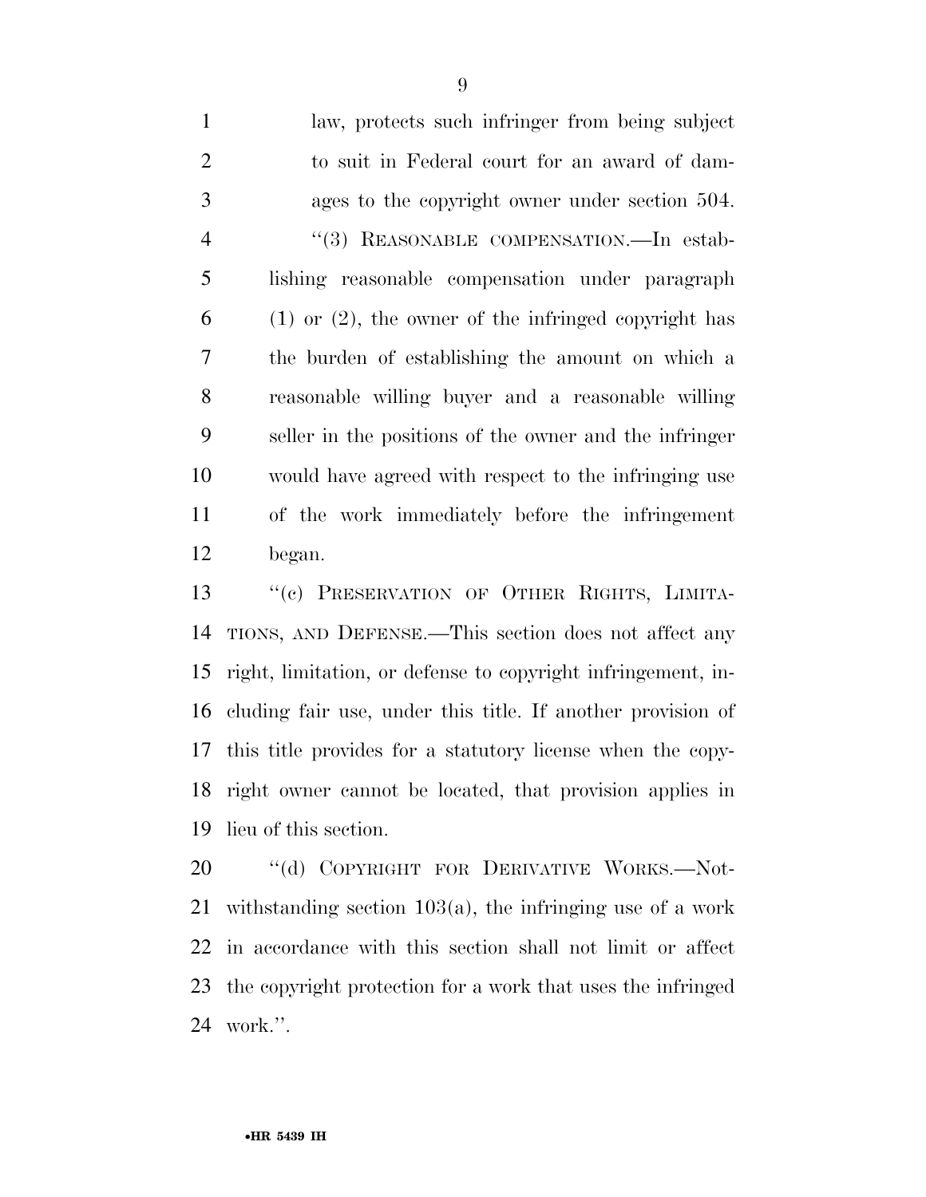law, protects such infringer from being subject to suit in Federal court for an award of damages to the copyright owner under section 504.

"(3) REASONABLE COMPENSATION.—In establishing reasonable compensation under paragraph (1) or (2), the owner of the infringed copyright has the burden of establishing the amount on which a reasonable willing buyer and a reasonable willing seller in the positions of the owner and the infringer would have agreed with respect to the infringing use of the work immediately before the infringement began.

"(c) PRESERVATION OF OTHER RIGHTS, LIMITATIONS, AND DEFENSE.—This section does not affect any right, limitation, or defense to copyright infringement, including fair use, under this title. If another provision of this title provides for a statutory license when the copyright owner cannot be located, that provision applies in lieu of this section.

"(d) COPYRIGHT FOR DERIVATIVE WORKS.—Notwithstanding section 103(a), the infringing use of a work in accordance with this section shall not limit or affect the copyright protection for a work that uses the infringed work.".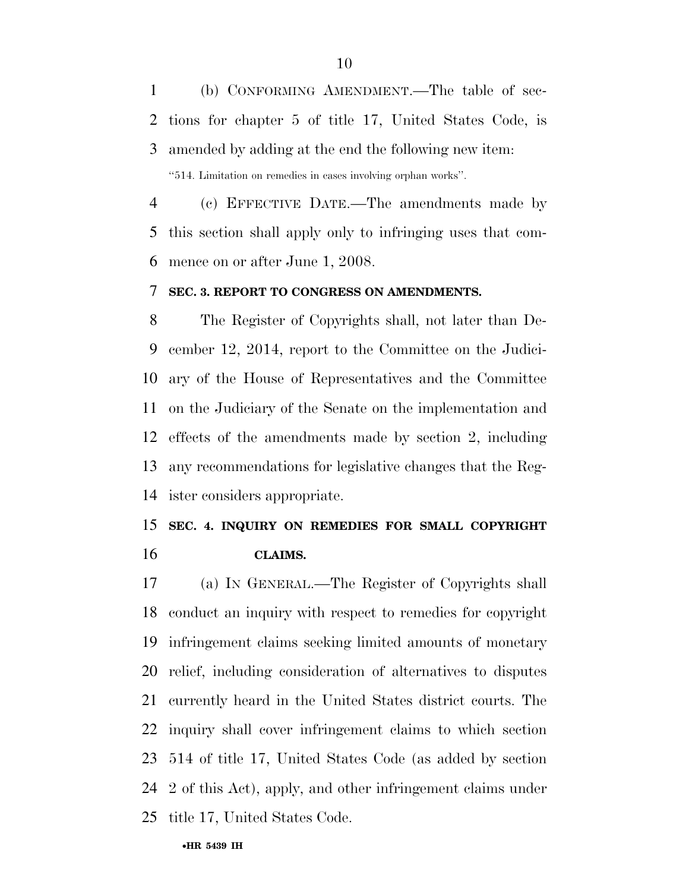(b) CONFORMING AMENDMENT.—The table of sections for chapter 5 of title 17, United States Code, is amended by adding at the end the following new item:

"514. Limitation on remedies in cases involving orphan works".

(c) EFFECTIVE DATE.—The amendments made by this section shall apply only to infringing uses that commence on or after June 1, 2008.

**SEC. 3. REPORT TO CONGRESS ON AMENDMENTS.**

The Register of Copyrights shall, not later than December 12, 2014, report to the Committee on the Judiciary of the House of Representatives and the Committee on the Judiciary of the Senate on the implementation and effects of the amendments made by section 2, including any recommendations for legislative changes that the Register considers appropriate.

**SEC. 4. INQUIRY ON REMEDIES FOR SMALL COPYRIGHT CLAIMS.**

(a) IN GENERAL.—The Register of Copyrights shall conduct an inquiry with respect to remedies for copyright infringement claims seeking limited amounts of monetary relief, including consideration of alternatives to disputes currently heard in the United States district courts. The inquiry shall cover infringement claims to which section 514 of title 17, United States Code (as added by section 2 of this Act), apply, and other infringement claims under title 17, United States Code.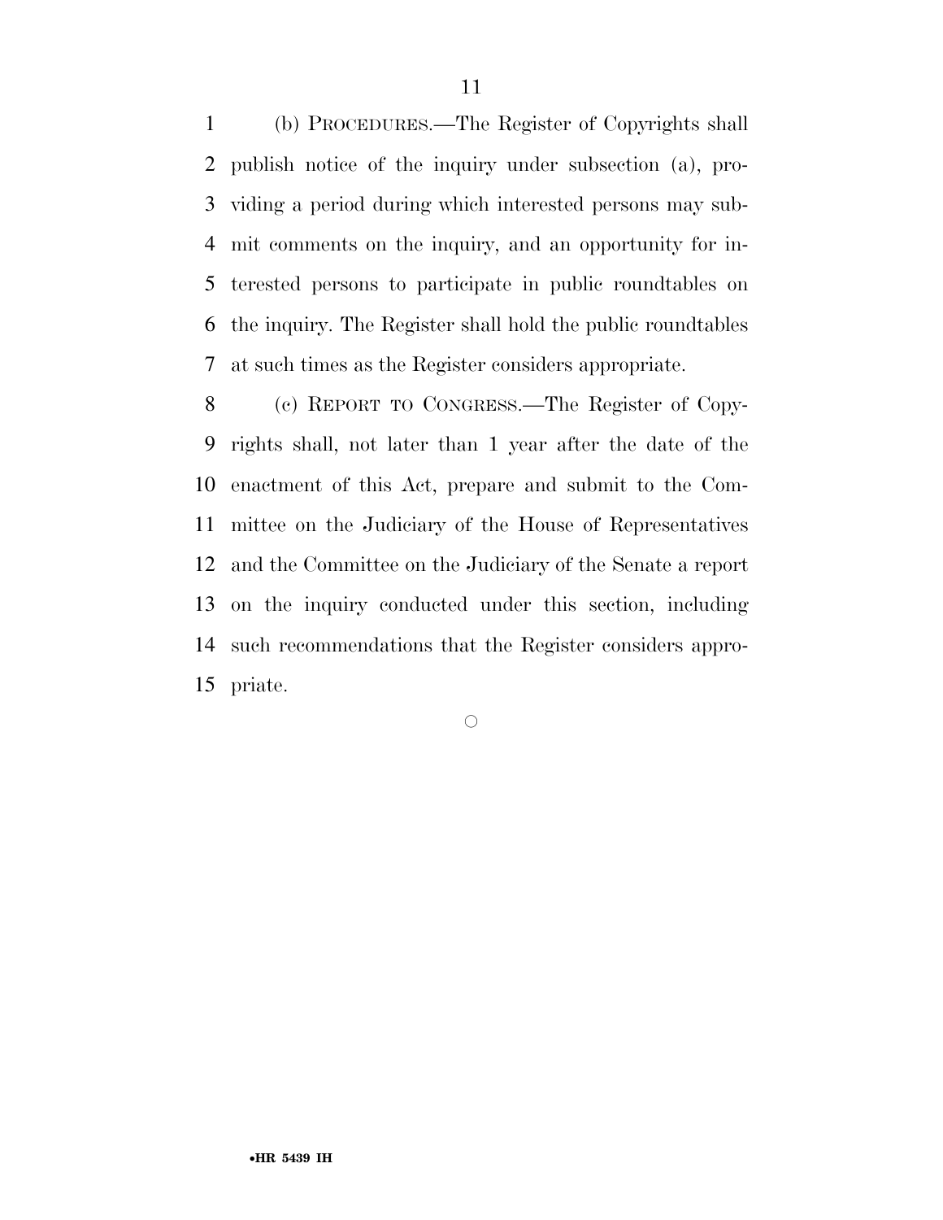(b) PROCEDURES.—The Register of Copyrights shall publish notice of the inquiry under subsection (a), providing a period during which interested persons may submit comments on the inquiry, and an opportunity for interested persons to participate in public roundtables on the inquiry. The Register shall hold the public roundtables at such times as the Register considers appropriate.

(c) REPORT TO CONGRESS.—The Register of Copyrights shall, not later than 1 year after the date of the enactment of this Act, prepare and submit to the Committee on the Judiciary of the House of Representatives and the Committee on the Judiciary of the Senate a report on the inquiry conducted under this section, including such recommendations that the Register considers appropriate.

○